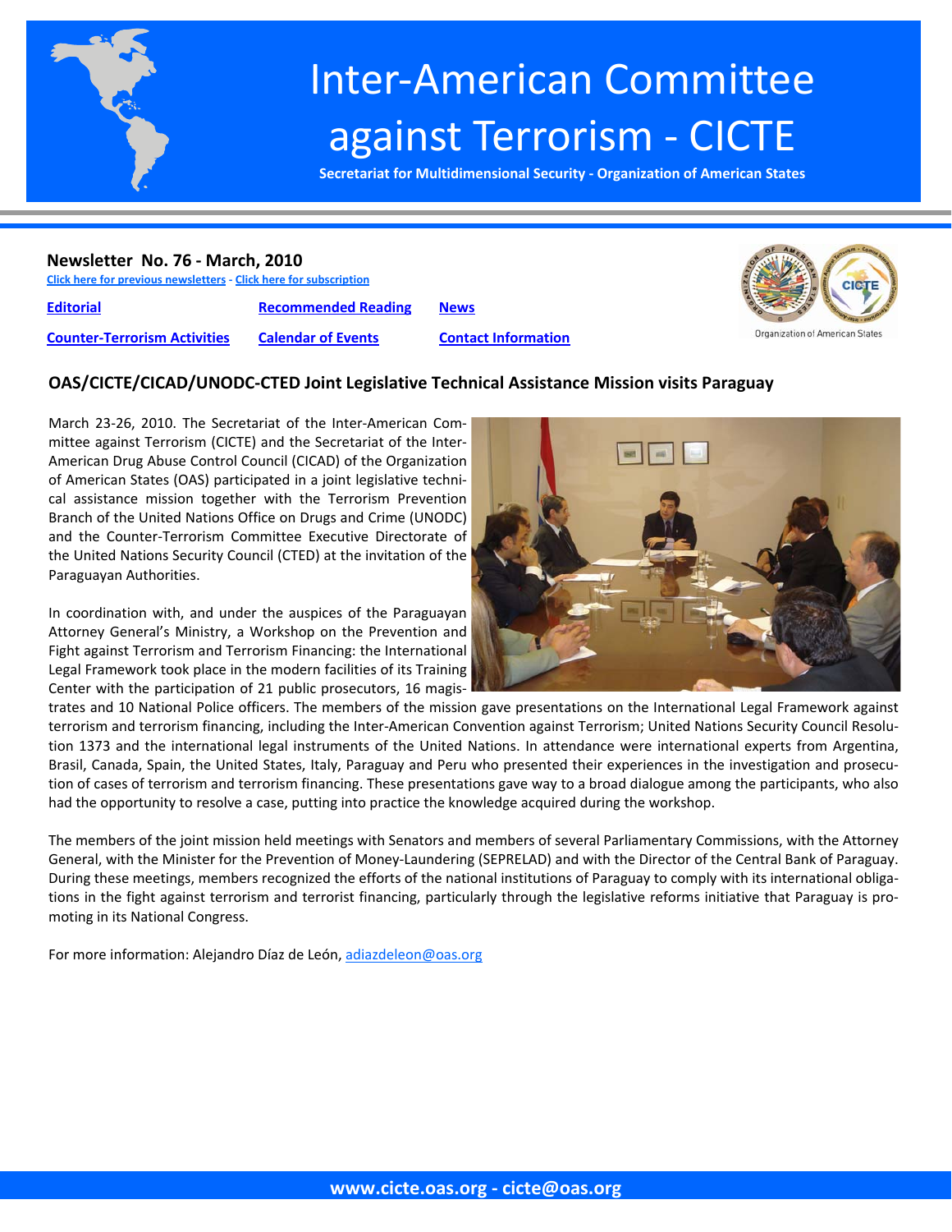# Inter-American Committee against Terrorism - CICTE

**Secretariat for Multidimensional Security - Organization of American States**

## Newsletter No. 76 - March, 2010

Click here for previous newsletters - Click here for subscription

| | | |
|---|---|---|
| Editorial | Recommended Reading | News |
| Counter-Terrorism Activities | Calendar of Events | Contact Information |

### OAS/CICTE/CICAD/UNODC-CTED Joint Legislative Technical Assistance Mission visits Paraguay

March 23-26, 2010. The Secretariat of the Inter-American Committee against Terrorism (CICTE) and the Secretariat of the Inter-American Drug Abuse Control Council (CICAD) of the Organization of American States (OAS) participated in a joint legislative technical assistance mission together with the Terrorism Prevention Branch of the United Nations Office on Drugs and Crime (UNODC) and the Counter-Terrorism Committee Executive Directorate of the United Nations Security Council (CTED) at the invitation of the Paraguayan Authorities.

In coordination with, and under the auspices of the Paraguayan Attorney General's Ministry, a Workshop on the Prevention and Fight against Terrorism and Terrorism Financing: the International Legal Framework took place in the modern facilities of its Training Center with the participation of 21 public prosecutors, 16 magistrates and 10 National Police officers. The members of the mission gave presentations on the International Legal Framework against terrorism and terrorism financing, including the Inter-American Convention against Terrorism; United Nations Security Council Resolution 1373 and the international legal instruments of the United Nations. In attendance were international experts from Argentina, Brasil, Canada, Spain, the United States, Italy, Paraguay and Peru who presented their experiences in the investigation and prosecution of cases of terrorism and terrorism financing. These presentations gave way to a broad dialogue among the participants, who also had the opportunity to resolve a case, putting into practice the knowledge acquired during the workshop.

The members of the joint mission held meetings with Senators and members of several Parliamentary Commissions, with the Attorney General, with the Minister for the Prevention of Money-Laundering (SEPRELAD) and with the Director of the Central Bank of Paraguay. During these meetings, members recognized the efforts of the national institutions of Paraguay to comply with its international obligations in the fight against terrorism and terrorist financing, particularly through the legislative reforms initiative that Paraguay is promoting in its National Congress.

For more information: Alejandro Díaz de León, adiazdeleon@oas.org

www.cicte.oas.org - cicte@oas.org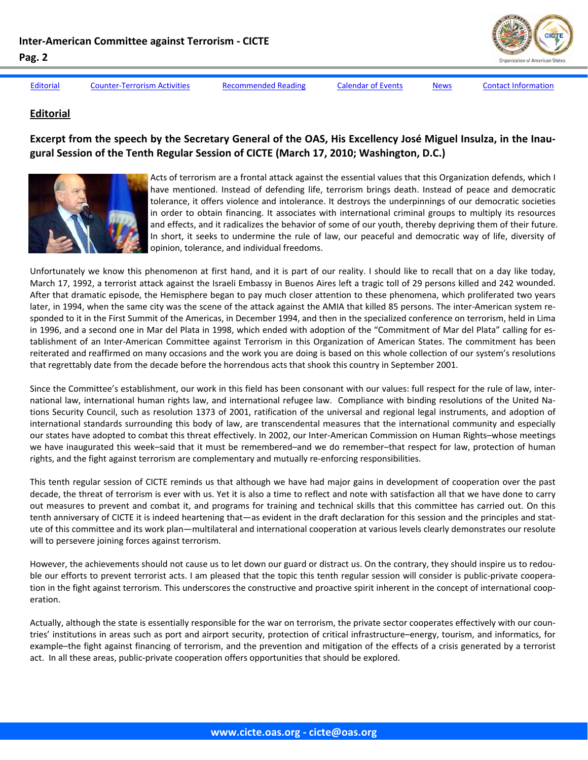Editorial | Counter-Terrorism Activities | Recommended Reading | Calendar of Events | News | Contact Information

## Editorial

### Excerpt from the speech by the Secretary General of the OAS, His Excellency José Miguel Insulza, in the Inaugural Session of the Tenth Regular Session of CICTE (March 17, 2010; Washington, D.C.)

Acts of terrorism are a frontal attack against the essential values that this Organization defends, which I have mentioned. Instead of defending life, terrorism brings death. Instead of peace and democratic tolerance, it offers violence and intolerance. It destroys the underpinnings of our democratic societies in order to obtain financing. It associates with international criminal groups to multiply its resources and effects, and it radicalizes the behavior of some of our youth, thereby depriving them of their future. In short, it seeks to undermine the rule of law, our peaceful and democratic way of life, diversity of opinion, tolerance, and individual freedoms.

Unfortunately we know this phenomenon at first hand, and it is part of our reality. I should like to recall that on a day like today, March 17, 1992, a terrorist attack against the Israeli Embassy in Buenos Aires left a tragic toll of 29 persons killed and 242 wounded. After that dramatic episode, the Hemisphere began to pay much closer attention to these phenomena, which proliferated two years later, in 1994, when the same city was the scene of the attack against the AMIA that killed 85 persons. The inter-American system responded to it in the First Summit of the Americas, in December 1994, and then in the specialized conference on terrorism, held in Lima in 1996, and a second one in Mar del Plata in 1998, which ended with adoption of the "Commitment of Mar del Plata" calling for establishment of an Inter-American Committee against Terrorism in this Organization of American States. The commitment has been reiterated and reaffirmed on many occasions and the work you are doing is based on this whole collection of our system's resolutions that regrettably date from the decade before the horrendous acts that shook this country in September 2001.

Since the Committee's establishment, our work in this field has been consonant with our values: full respect for the rule of law, international law, international human rights law, and international refugee law. Compliance with binding resolutions of the United Nations Security Council, such as resolution 1373 of 2001, ratification of the universal and regional legal instruments, and adoption of international standards surrounding this body of law, are transcendental measures that the international community and especially our states have adopted to combat this threat effectively. In 2002, our Inter-American Commission on Human Rights–whose meetings we have inaugurated this week–said that it must be remembered–and we do remember–that respect for law, protection of human rights, and the fight against terrorism are complementary and mutually re-enforcing responsibilities.

This tenth regular session of CICTE reminds us that although we have had major gains in development of cooperation over the past decade, the threat of terrorism is ever with us. Yet it is also a time to reflect and note with satisfaction all that we have done to carry out measures to prevent and combat it, and programs for training and technical skills that this committee has carried out. On this tenth anniversary of CICTE it is indeed heartening that—as evident in the draft declaration for this session and the principles and statute of this committee and its work plan—multilateral and international cooperation at various levels clearly demonstrates our resolute will to persevere joining forces against terrorism.

However, the achievements should not cause us to let down our guard or distract us. On the contrary, they should inspire us to redouble our efforts to prevent terrorist acts. I am pleased that the topic this tenth regular session will consider is public-private cooperation in the fight against terrorism. This underscores the constructive and proactive spirit inherent in the concept of international cooperation.

Actually, although the state is essentially responsible for the war on terrorism, the private sector cooperates effectively with our countries' institutions in areas such as port and airport security, protection of critical infrastructure–energy, tourism, and informatics, for example–the fight against financing of terrorism, and the prevention and mitigation of the effects of a crisis generated by a terrorist act. In all these areas, public-private cooperation offers opportunities that should be explored.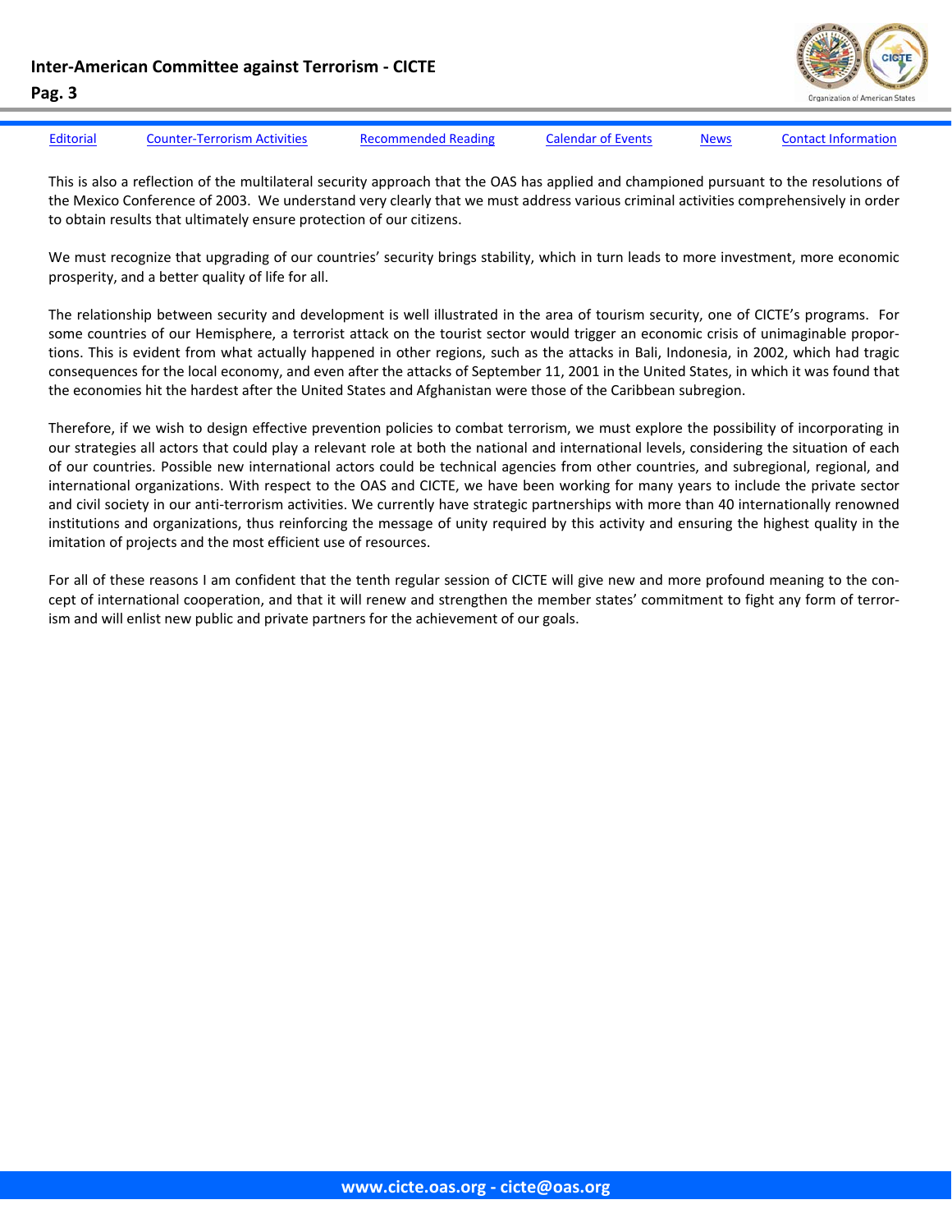This is also a reflection of the multilateral security approach that the OAS has applied and championed pursuant to the resolutions of the Mexico Conference of 2003. We understand very clearly that we must address various criminal activities comprehensively in order to obtain results that ultimately ensure protection of our citizens.

We must recognize that upgrading of our countries' security brings stability, which in turn leads to more investment, more economic prosperity, and a better quality of life for all.

The relationship between security and development is well illustrated in the area of tourism security, one of CICTE's programs. For some countries of our Hemisphere, a terrorist attack on the tourist sector would trigger an economic crisis of unimaginable proportions. This is evident from what actually happened in other regions, such as the attacks in Bali, Indonesia, in 2002, which had tragic consequences for the local economy, and even after the attacks of September 11, 2001 in the United States, in which it was found that the economies hit the hardest after the United States and Afghanistan were those of the Caribbean subregion.

Therefore, if we wish to design effective prevention policies to combat terrorism, we must explore the possibility of incorporating in our strategies all actors that could play a relevant role at both the national and international levels, considering the situation of each of our countries. Possible new international actors could be technical agencies from other countries, and subregional, regional, and international organizations. With respect to the OAS and CICTE, we have been working for many years to include the private sector and civil society in our anti-terrorism activities. We currently have strategic partnerships with more than 40 internationally renowned institutions and organizations, thus reinforcing the message of unity required by this activity and ensuring the highest quality in the imitation of projects and the most efficient use of resources.

For all of these reasons I am confident that the tenth regular session of CICTE will give new and more profound meaning to the concept of international cooperation, and that it will renew and strengthen the member states' commitment to fight any form of terrorism and will enlist new public and private partners for the achievement of our goals.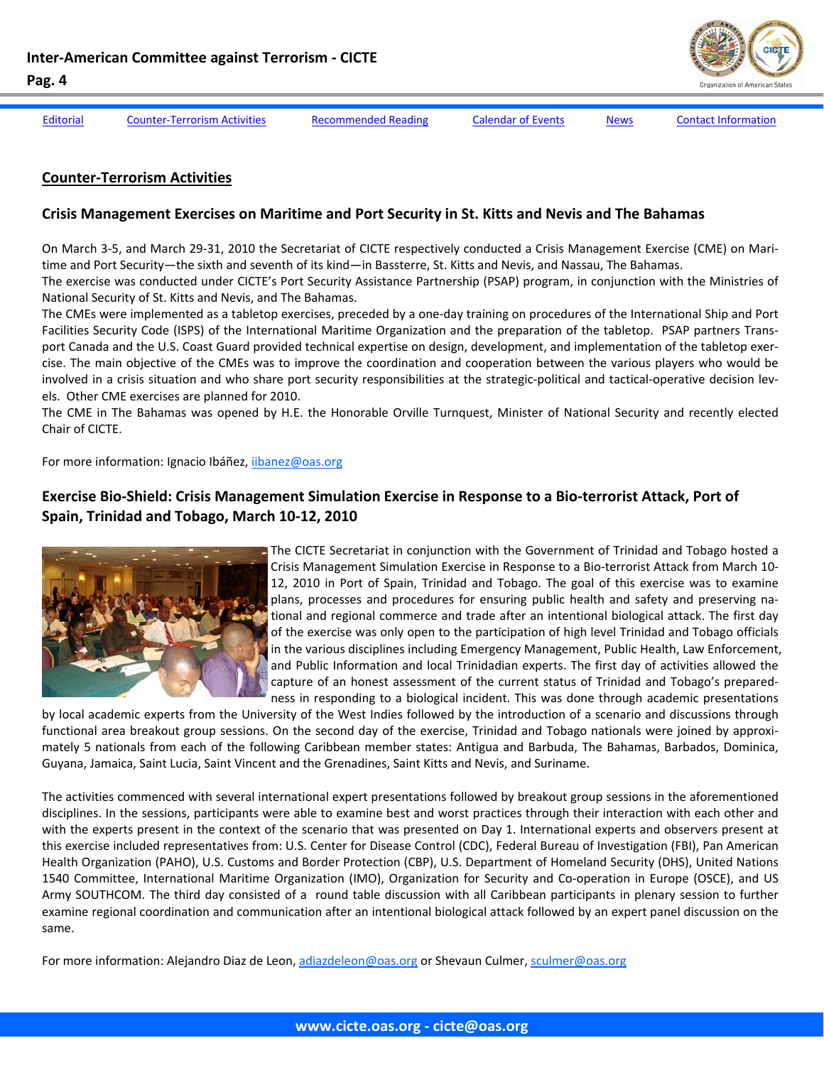Editorial | Counter-Terrorism Activities | Recommended Reading | Calendar of Events | News | Contact Information

## Counter-Terrorism Activities

### Crisis Management Exercises on Maritime and Port Security in St. Kitts and Nevis and The Bahamas

On March 3-5, and March 29-31, 2010 the Secretariat of CICTE respectively conducted a Crisis Management Exercise (CME) on Maritime and Port Security—the sixth and seventh of its kind—in Bassterre, St. Kitts and Nevis, and Nassau, The Bahamas.

The exercise was conducted under CICTE's Port Security Assistance Partnership (PSAP) program, in conjunction with the Ministries of National Security of St. Kitts and Nevis, and The Bahamas.

The CMEs were implemented as a tabletop exercises, preceded by a one-day training on procedures of the International Ship and Port Facilities Security Code (ISPS) of the International Maritime Organization and the preparation of the tabletop. PSAP partners Transport Canada and the U.S. Coast Guard provided technical expertise on design, development, and implementation of the tabletop exercise. The main objective of the CMEs was to improve the coordination and cooperation between the various players who would be involved in a crisis situation and who share port security responsibilities at the strategic-political and tactical-operative decision levels. Other CME exercises are planned for 2010.

The CME in The Bahamas was opened by H.E. the Honorable Orville Turnquest, Minister of National Security and recently elected Chair of CICTE.

For more information: Ignacio Ibáñez, iibanez@oas.org

### Exercise Bio-Shield: Crisis Management Simulation Exercise in Response to a Bio-terrorist Attack, Port of Spain, Trinidad and Tobago, March 10-12, 2010

The CICTE Secretariat in conjunction with the Government of Trinidad and Tobago hosted a Crisis Management Simulation Exercise in Response to a Bio-terrorist Attack from March 10-12, 2010 in Port of Spain, Trinidad and Tobago. The goal of this exercise was to examine plans, processes and procedures for ensuring public health and safety and preserving national and regional commerce and trade after an intentional biological attack. The first day of the exercise was only open to the participation of high level Trinidad and Tobago officials in the various disciplines including Emergency Management, Public Health, Law Enforcement, and Public Information and local Trinidadian experts. The first day of activities allowed the capture of an honest assessment of the current status of Trinidad and Tobago's preparedness in responding to a biological incident. This was done through academic presentations by local academic experts from the University of the West Indies followed by the introduction of a scenario and discussions through functional area breakout group sessions. On the second day of the exercise, Trinidad and Tobago nationals were joined by approximately 5 nationals from each of the following Caribbean member states: Antigua and Barbuda, The Bahamas, Barbados, Dominica, Guyana, Jamaica, Saint Lucia, Saint Vincent and the Grenadines, Saint Kitts and Nevis, and Suriname.

The activities commenced with several international expert presentations followed by breakout group sessions in the aforementioned disciplines. In the sessions, participants were able to examine best and worst practices through their interaction with each other and with the experts present in the context of the scenario that was presented on Day 1. International experts and observers present at this exercise included representatives from: U.S. Center for Disease Control (CDC), Federal Bureau of Investigation (FBI), Pan American Health Organization (PAHO), U.S. Customs and Border Protection (CBP), U.S. Department of Homeland Security (DHS), United Nations 1540 Committee, International Maritime Organization (IMO), Organization for Security and Co-operation in Europe (OSCE), and US Army SOUTHCOM. The third day consisted of a round table discussion with all Caribbean participants in plenary session to further examine regional coordination and communication after an intentional biological attack followed by an expert panel discussion on the same.

For more information: Alejandro Diaz de Leon, adiazdeleon@oas.org or Shevaun Culmer, sculmer@oas.org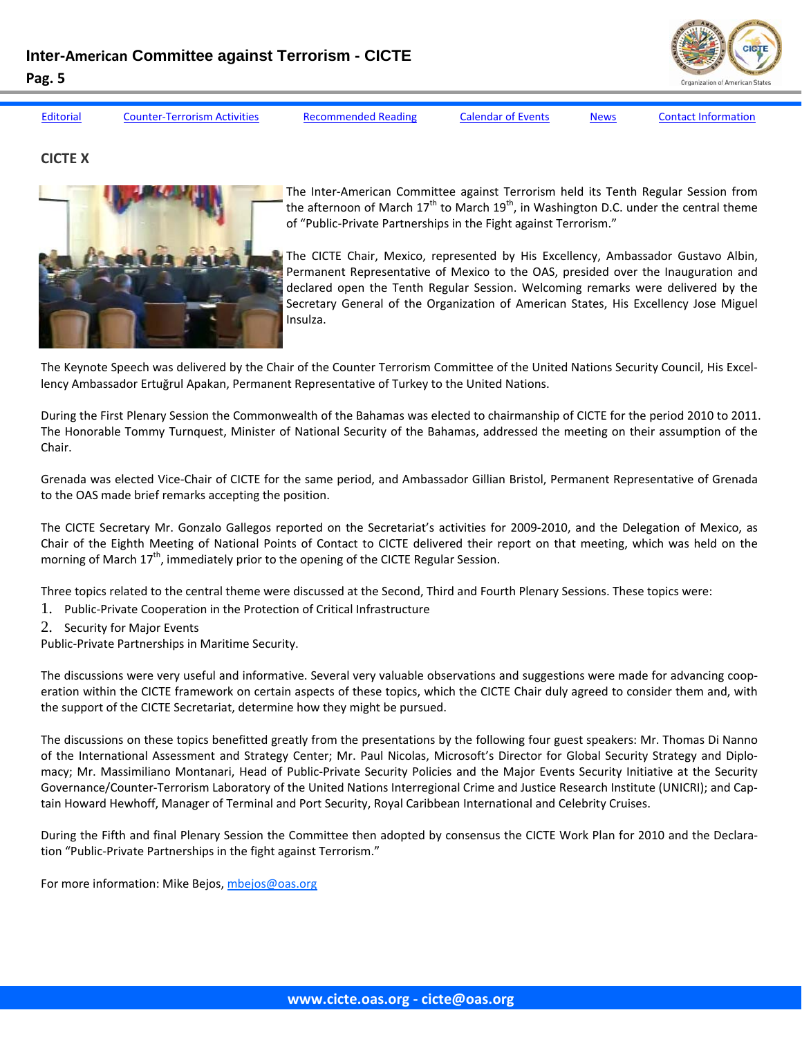Editorial | Counter-Terrorism Activities | Recommended Reading | Calendar of Events | News | Contact Information

## CICTE X

The Inter-American Committee against Terrorism held its Tenth Regular Session from the afternoon of March 17th to March 19th, in Washington D.C. under the central theme of "Public-Private Partnerships in the Fight against Terrorism."

The CICTE Chair, Mexico, represented by His Excellency, Ambassador Gustavo Albin, Permanent Representative of Mexico to the OAS, presided over the Inauguration and declared open the Tenth Regular Session. Welcoming remarks were delivered by the Secretary General of the Organization of American States, His Excellency Jose Miguel Insulza.

The Keynote Speech was delivered by the Chair of the Counter Terrorism Committee of the United Nations Security Council, His Excellency Ambassador Ertuğrul Apakan, Permanent Representative of Turkey to the United Nations.

During the First Plenary Session the Commonwealth of the Bahamas was elected to chairmanship of CICTE for the period 2010 to 2011. The Honorable Tommy Turnquest, Minister of National Security of the Bahamas, addressed the meeting on their assumption of the Chair.

Grenada was elected Vice-Chair of CICTE for the same period, and Ambassador Gillian Bristol, Permanent Representative of Grenada to the OAS made brief remarks accepting the position.

The CICTE Secretary Mr. Gonzalo Gallegos reported on the Secretariat's activities for 2009-2010, and the Delegation of Mexico, as Chair of the Eighth Meeting of National Points of Contact to CICTE delivered their report on that meeting, which was held on the morning of March 17th, immediately prior to the opening of the CICTE Regular Session.

Three topics related to the central theme were discussed at the Second, Third and Fourth Plenary Sessions. These topics were:

1. Public-Private Cooperation in the Protection of Critical Infrastructure
2. Security for Major Events

Public-Private Partnerships in Maritime Security.

The discussions were very useful and informative. Several very valuable observations and suggestions were made for advancing cooperation within the CICTE framework on certain aspects of these topics, which the CICTE Chair duly agreed to consider them and, with the support of the CICTE Secretariat, determine how they might be pursued.

The discussions on these topics benefitted greatly from the presentations by the following four guest speakers: Mr. Thomas Di Nanno of the International Assessment and Strategy Center; Mr. Paul Nicolas, Microsoft's Director for Global Security Strategy and Diplomacy; Mr. Massimiliano Montanari, Head of Public-Private Security Policies and the Major Events Security Initiative at the Security Governance/Counter-Terrorism Laboratory of the United Nations Interregional Crime and Justice Research Institute (UNICRI); and Captain Howard Hewhoff, Manager of Terminal and Port Security, Royal Caribbean International and Celebrity Cruises.

During the Fifth and final Plenary Session the Committee then adopted by consensus the CICTE Work Plan for 2010 and the Declaration "Public-Private Partnerships in the fight against Terrorism."

For more information: Mike Bejos, mbejos@oas.org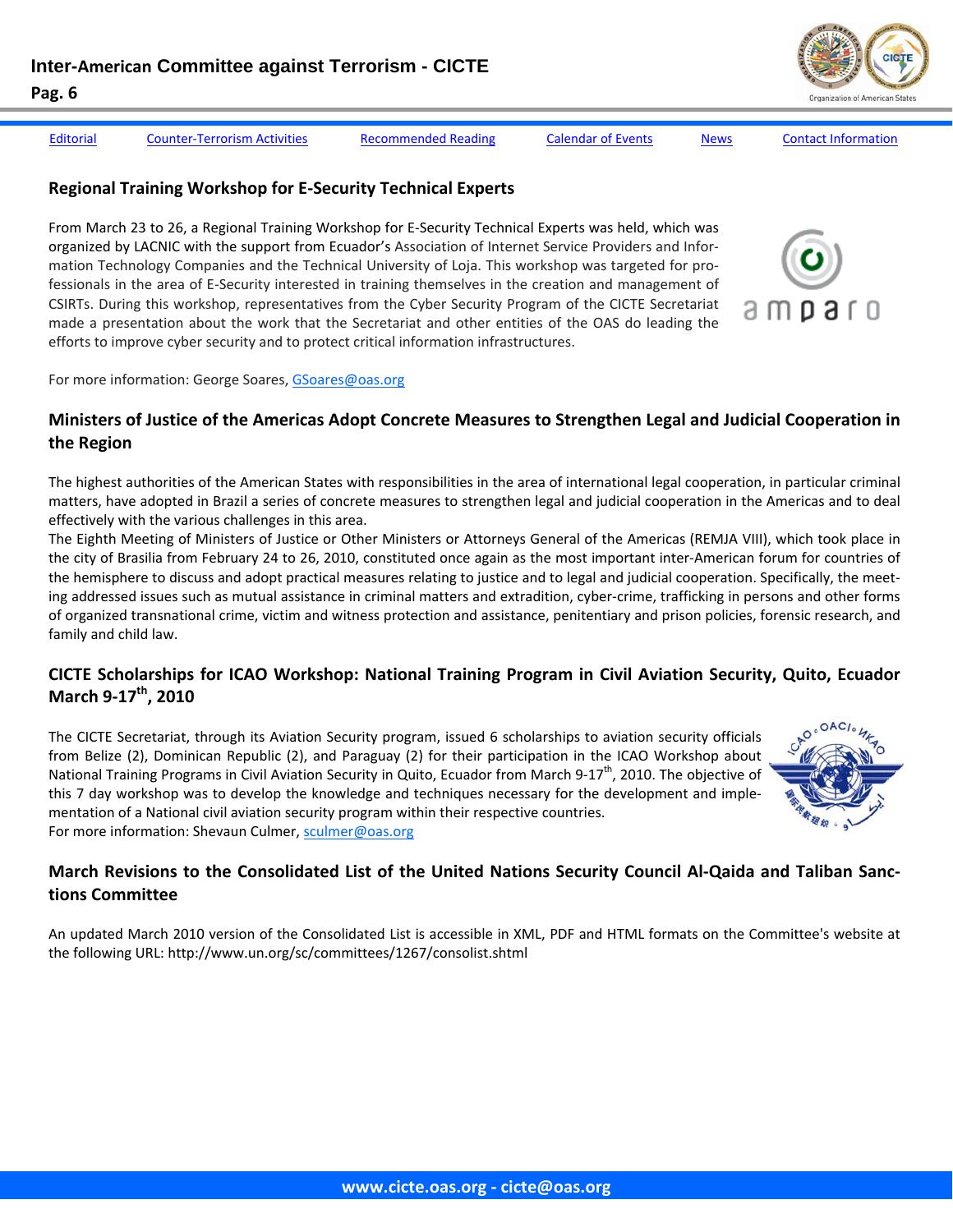Editorial | Counter-Terrorism Activities | Recommended Reading | Calendar of Events | News | Contact Information

## Regional Training Workshop for E-Security Technical Experts

From March 23 to 26, a Regional Training Workshop for E-Security Technical Experts was held, which was organized by LACNIC with the support from Ecuador's Association of Internet Service Providers and Information Technology Companies and the Technical University of Loja. This workshop was targeted for professionals in the area of E-Security interested in training themselves in the creation and management of CSIRTs. During this workshop, representatives from the Cyber Security Program of the CICTE Secretariat made a presentation about the work that the Secretariat and other entities of the OAS do leading the efforts to improve cyber security and to protect critical information infrastructures.

For more information: George Soares, GSoares@oas.org

## Ministers of Justice of the Americas Adopt Concrete Measures to Strengthen Legal and Judicial Cooperation in the Region

The highest authorities of the American States with responsibilities in the area of international legal cooperation, in particular criminal matters, have adopted in Brazil a series of concrete measures to strengthen legal and judicial cooperation in the Americas and to deal effectively with the various challenges in this area.

The Eighth Meeting of Ministers of Justice or Other Ministers or Attorneys General of the Americas (REMJA VIII), which took place in the city of Brasilia from February 24 to 26, 2010, constituted once again as the most important inter-American forum for countries of the hemisphere to discuss and adopt practical measures relating to justice and to legal and judicial cooperation. Specifically, the meeting addressed issues such as mutual assistance in criminal matters and extradition, cyber-crime, trafficking in persons and other forms of organized transnational crime, victim and witness protection and assistance, penitentiary and prison policies, forensic research, and family and child law.

## CICTE Scholarships for ICAO Workshop: National Training Program in Civil Aviation Security, Quito, Ecuador March 9-17th, 2010

The CICTE Secretariat, through its Aviation Security program, issued 6 scholarships to aviation security officials from Belize (2), Dominican Republic (2), and Paraguay (2) for their participation in the ICAO Workshop about National Training Programs in Civil Aviation Security in Quito, Ecuador from March 9-17th, 2010. The objective of this 7 day workshop was to develop the knowledge and techniques necessary for the development and implementation of a National civil aviation security program within their respective countries.

For more information: Shevaun Culmer, sculmer@oas.org

## March Revisions to the Consolidated List of the United Nations Security Council Al-Qaida and Taliban Sanctions Committee

An updated March 2010 version of the Consolidated List is accessible in XML, PDF and HTML formats on the Committee's website at the following URL: http://www.un.org/sc/committees/1267/consolist.shtml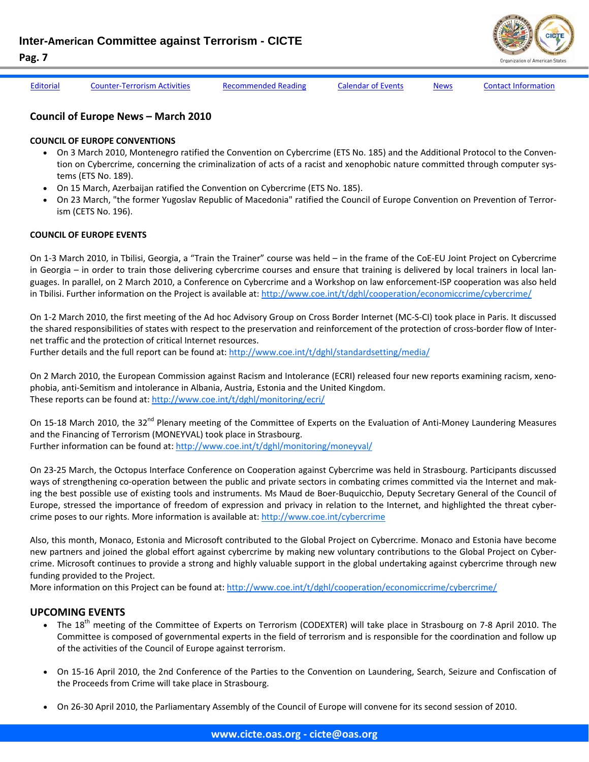## Council of Europe News – March 2010

**COUNCIL OF EUROPE CONVENTIONS**

- On 3 March 2010, Montenegro ratified the Convention on Cybercrime (ETS No. 185) and the Additional Protocol to the Convention on Cybercrime, concerning the criminalization of acts of a racist and xenophobic nature committed through computer systems (ETS No. 189).
- On 15 March, Azerbaijan ratified the Convention on Cybercrime (ETS No. 185).
- On 23 March, "the former Yugoslav Republic of Macedonia" ratified the Council of Europe Convention on Prevention of Terrorism (CETS No. 196).

**COUNCIL OF EUROPE EVENTS**

On 1-3 March 2010, in Tbilisi, Georgia, a "Train the Trainer" course was held – in the frame of the CoE-EU Joint Project on Cybercrime in Georgia – in order to train those delivering cybercrime courses and ensure that training is delivered by local trainers in local languages. In parallel, on 2 March 2010, a Conference on Cybercrime and a Workshop on law enforcement-ISP cooperation was also held in Tbilisi. Further information on the Project is available at: http://www.coe.int/t/dghl/cooperation/economiccrime/cybercrime/

On 1-2 March 2010, the first meeting of the Ad hoc Advisory Group on Cross Border Internet (MC-S-CI) took place in Paris. It discussed the shared responsibilities of states with respect to the preservation and reinforcement of the protection of cross-border flow of Internet traffic and the protection of critical Internet resources.
Further details and the full report can be found at: http://www.coe.int/t/dghl/standardsetting/media/

On 2 March 2010, the European Commission against Racism and Intolerance (ECRI) released four new reports examining racism, xenophobia, anti-Semitism and intolerance in Albania, Austria, Estonia and the United Kingdom.
These reports can be found at: http://www.coe.int/t/dghl/monitoring/ecri/

On 15-18 March 2010, the 32nd Plenary meeting of the Committee of Experts on the Evaluation of Anti-Money Laundering Measures and the Financing of Terrorism (MONEYVAL) took place in Strasbourg.
Further information can be found at: http://www.coe.int/t/dghl/monitoring/moneyval/

On 23-25 March, the Octopus Interface Conference on Cooperation against Cybercrime was held in Strasbourg. Participants discussed ways of strengthening co-operation between the public and private sectors in combating crimes committed via the Internet and making the best possible use of existing tools and instruments. Ms Maud de Boer-Buquicchio, Deputy Secretary General of the Council of Europe, stressed the importance of freedom of expression and privacy in relation to the Internet, and highlighted the threat cybercrime poses to our rights. More information is available at: http://www.coe.int/cybercrime

Also, this month, Monaco, Estonia and Microsoft contributed to the Global Project on Cybercrime. Monaco and Estonia have become new partners and joined the global effort against cybercrime by making new voluntary contributions to the Global Project on Cybercrime. Microsoft continues to provide a strong and highly valuable support in the global undertaking against cybercrime through new funding provided to the Project.
More information on this Project can be found at: http://www.coe.int/t/dghl/cooperation/economiccrime/cybercrime/

## UPCOMING EVENTS

- The 18th meeting of the Committee of Experts on Terrorism (CODEXTER) will take place in Strasbourg on 7-8 April 2010. The Committee is composed of governmental experts in the field of terrorism and is responsible for the coordination and follow up of the activities of the Council of Europe against terrorism.
- On 15-16 April 2010, the 2nd Conference of the Parties to the Convention on Laundering, Search, Seizure and Confiscation of the Proceeds from Crime will take place in Strasbourg.
- On 26-30 April 2010, the Parliamentary Assembly of the Council of Europe will convene for its second session of 2010.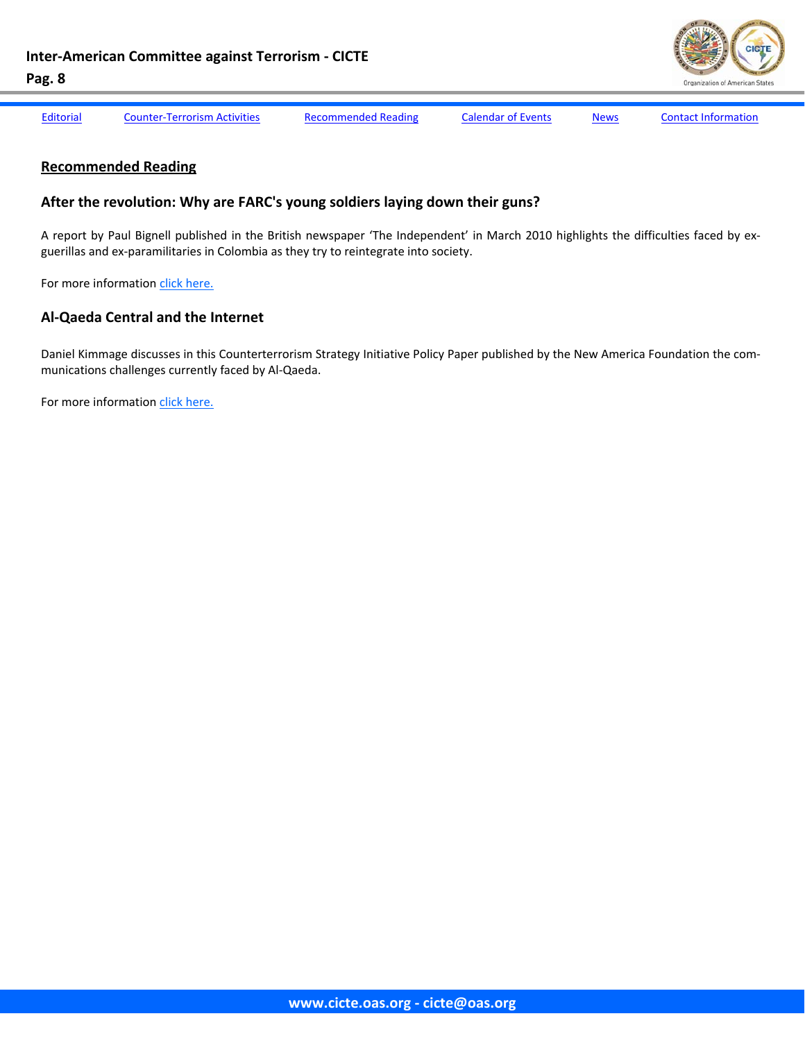Editorial | Counter-Terrorism Activities | Recommended Reading | Calendar of Events | News | Contact Information

## Recommended Reading

### After the revolution: Why are FARC's young soldiers laying down their guns?

A report by Paul Bignell published in the British newspaper 'The Independent' in March 2010 highlights the difficulties faced by ex-guerillas and ex-paramilitaries in Colombia as they try to reintegrate into society.

For more information click here.

### Al-Qaeda Central and the Internet

Daniel Kimmage discusses in this Counterterrorism Strategy Initiative Policy Paper published by the New America Foundation the communications challenges currently faced by Al-Qaeda.

For more information click here.

**www.cicte.oas.org - cicte@oas.org**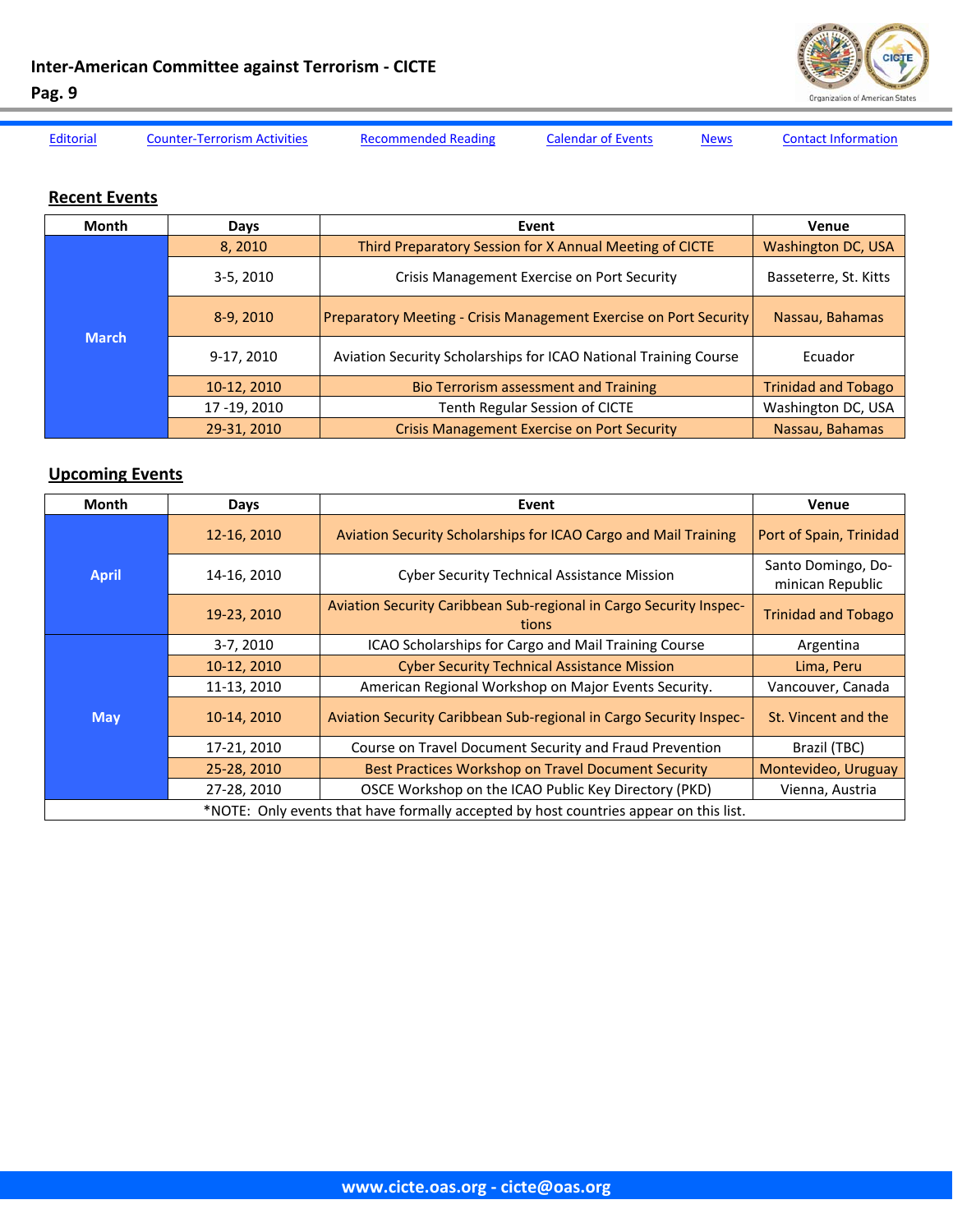[Editorial](#) [Counter-Terrorism Activities](#) [Recommended Reading](#) [Calendar of Events](#) [News](#) [Contact Information](#)

## Recent Events

| Month | Days | Event | Venue |
|---|---|---|---|
| March | 8, 2010 | Third Preparatory Session for X Annual Meeting of CICTE | Washington DC, USA |
| | 3-5, 2010 | Crisis Management Exercise on Port Security | Basseterre, St. Kitts |
| | 8-9, 2010 | Preparatory Meeting - Crisis Management Exercise on Port Security | Nassau, Bahamas |
| | 9-17, 2010 | Aviation Security Scholarships for ICAO National Training Course | Ecuador |
| | 10-12, 2010 | Bio Terrorism assessment and Training | Trinidad and Tobago |
| | 17 -19, 2010 | Tenth Regular Session of CICTE | Washington DC, USA |
| | 29-31, 2010 | Crisis Management Exercise on Port Security | Nassau, Bahamas |

## Upcoming Events

| Month | Days | Event | Venue |
|---|---|---|---|
| April | 12-16, 2010 | Aviation Security Scholarships for ICAO Cargo and Mail Training | Port of Spain, Trinidad |
| | 14-16, 2010 | Cyber Security Technical Assistance Mission | Santo Domingo, Dominican Republic |
| | 19-23, 2010 | Aviation Security Caribbean Sub-regional in Cargo Security Inspections | Trinidad and Tobago |
| May | 3-7, 2010 | ICAO Scholarships for Cargo and Mail Training Course | Argentina |
| | 10-12, 2010 | Cyber Security Technical Assistance Mission | Lima, Peru |
| | 11-13, 2010 | American Regional Workshop on Major Events Security. | Vancouver, Canada |
| | 10-14, 2010 | Aviation Security Caribbean Sub-regional in Cargo Security Inspec- | St. Vincent and the |
| | 17-21, 2010 | Course on Travel Document Security and Fraud Prevention | Brazil (TBC) |
| | 25-28, 2010 | Best Practices Workshop on Travel Document Security | Montevideo, Uruguay |
| | 27-28, 2010 | OSCE Workshop on the ICAO Public Key Directory (PKD) | Vienna, Austria |

*NOTE: Only events that have formally accepted by host countries appear on this list.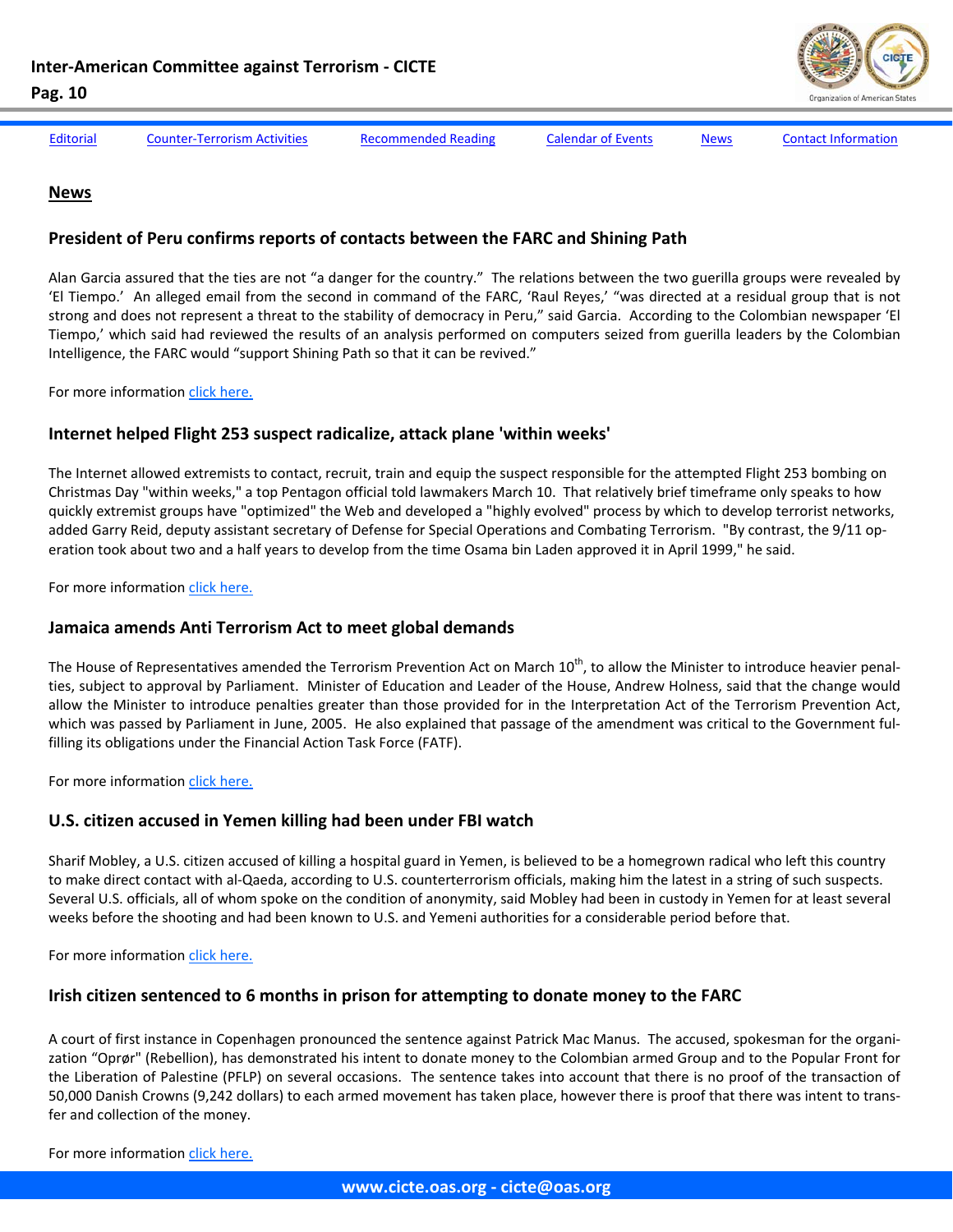[Editorial](#) [Counter-Terrorism Activities](#) [Recommended Reading](#) [Calendar of Events](#) [News](#) [Contact Information](#)

## News

### President of Peru confirms reports of contacts between the FARC and Shining Path

Alan Garcia assured that the ties are not "a danger for the country." The relations between the two guerilla groups were revealed by 'El Tiempo.' An alleged email from the second in command of the FARC, 'Raul Reyes,' "was directed at a residual group that is not strong and does not represent a threat to the stability of democracy in Peru," said Garcia. According to the Colombian newspaper 'El Tiempo,' which said had reviewed the results of an analysis performed on computers seized from guerilla leaders by the Colombian Intelligence, the FARC would "support Shining Path so that it can be revived."

For more information [click here.](#)

### Internet helped Flight 253 suspect radicalize, attack plane 'within weeks'

The Internet allowed extremists to contact, recruit, train and equip the suspect responsible for the attempted Flight 253 bombing on Christmas Day "within weeks," a top Pentagon official told lawmakers March 10. That relatively brief timeframe only speaks to how quickly extremist groups have "optimized" the Web and developed a "highly evolved" process by which to develop terrorist networks, added Garry Reid, deputy assistant secretary of Defense for Special Operations and Combating Terrorism. "By contrast, the 9/11 operation took about two and a half years to develop from the time Osama bin Laden approved it in April 1999," he said.

For more information [click here.](#)

### Jamaica amends Anti Terrorism Act to meet global demands

The House of Representatives amended the Terrorism Prevention Act on March 10th, to allow the Minister to introduce heavier penalties, subject to approval by Parliament. Minister of Education and Leader of the House, Andrew Holness, said that the change would allow the Minister to introduce penalties greater than those provided for in the Interpretation Act of the Terrorism Prevention Act, which was passed by Parliament in June, 2005. He also explained that passage of the amendment was critical to the Government fulfilling its obligations under the Financial Action Task Force (FATF).

For more information [click here.](#)

### U.S. citizen accused in Yemen killing had been under FBI watch

Sharif Mobley, a U.S. citizen accused of killing a hospital guard in Yemen, is believed to be a homegrown radical who left this country to make direct contact with al-Qaeda, according to U.S. counterterrorism officials, making him the latest in a string of such suspects. Several U.S. officials, all of whom spoke on the condition of anonymity, said Mobley had been in custody in Yemen for at least several weeks before the shooting and had been known to U.S. and Yemeni authorities for a considerable period before that.

For more information [click here.](#)

### Irish citizen sentenced to 6 months in prison for attempting to donate money to the FARC

A court of first instance in Copenhagen pronounced the sentence against Patrick Mac Manus. The accused, spokesman for the organization "Oprør" (Rebellion), has demonstrated his intent to donate money to the Colombian armed Group and to the Popular Front for the Liberation of Palestine (PFLP) on several occasions. The sentence takes into account that there is no proof of the transaction of 50,000 Danish Crowns (9,242 dollars) to each armed movement has taken place, however there is proof that there was intent to transfer and collection of the money.

For more information [click here.](#)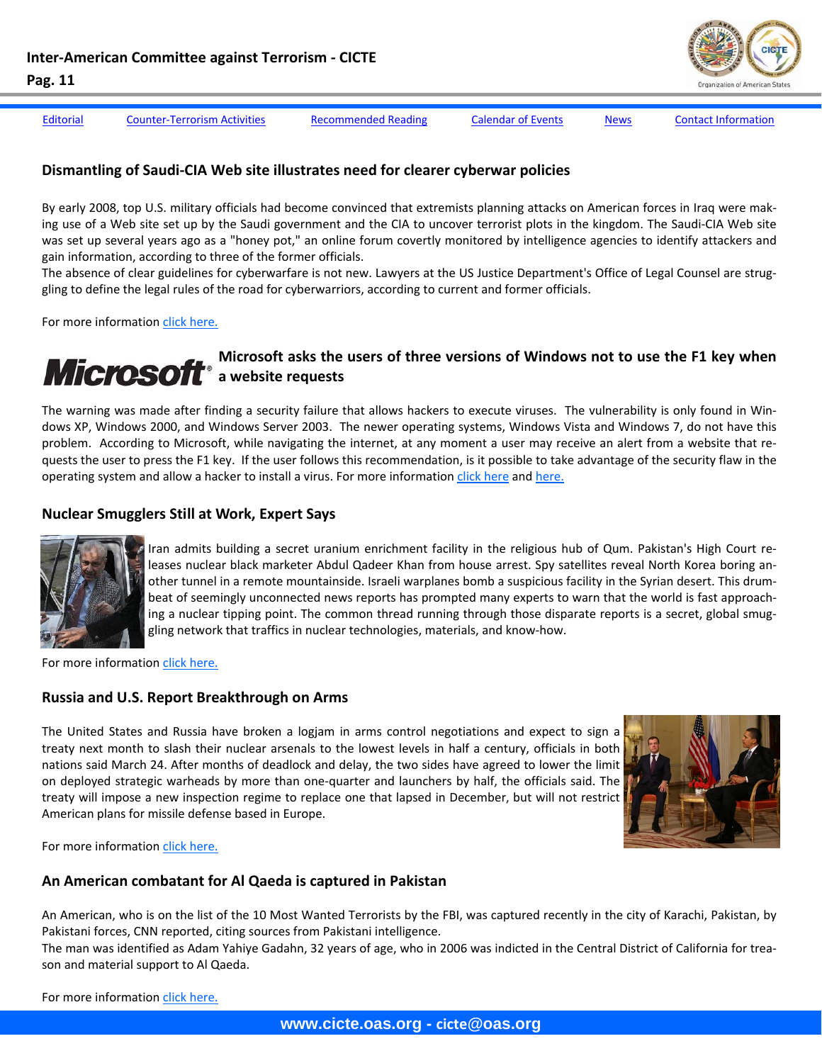Editorial | Counter-Terrorism Activities | Recommended Reading | Calendar of Events | News | Contact Information

## Dismantling of Saudi-CIA Web site illustrates need for clearer cyberwar policies

By early 2008, top U.S. military officials had become convinced that extremists planning attacks on American forces in Iraq were making use of a Web site set up by the Saudi government and the CIA to uncover terrorist plots in the kingdom. The Saudi-CIA Web site was set up several years ago as a "honey pot," an online forum covertly monitored by intelligence agencies to identify attackers and gain information, according to three of the former officials.

The absence of clear guidelines for cyberwarfare is not new. Lawyers at the US Justice Department's Office of Legal Counsel are struggling to define the legal rules of the road for cyberwarriors, according to current and former officials.

For more information click here.

## Microsoft asks the users of three versions of Windows not to use the F1 key when a website requests

The warning was made after finding a security failure that allows hackers to execute viruses. The vulnerability is only found in Windows XP, Windows 2000, and Windows Server 2003. The newer operating systems, Windows Vista and Windows 7, do not have this problem. According to Microsoft, while navigating the internet, at any moment a user may receive an alert from a website that requests the user to press the F1 key. If the user follows this recommendation, is it possible to take advantage of the security flaw in the operating system and allow a hacker to install a virus. For more information click here and here.

## Nuclear Smugglers Still at Work, Expert Says

Iran admits building a secret uranium enrichment facility in the religious hub of Qum. Pakistan's High Court releases nuclear black marketer Abdul Qadeer Khan from house arrest. Spy satellites reveal North Korea boring another tunnel in a remote mountainside. Israeli warplanes bomb a suspicious facility in the Syrian desert. This drumbeat of seemingly unconnected news reports has prompted many experts to warn that the world is fast approaching a nuclear tipping point. The common thread running through those disparate reports is a secret, global smuggling network that traffics in nuclear technologies, materials, and know-how.

For more information click here.

## Russia and U.S. Report Breakthrough on Arms

The United States and Russia have broken a logjam in arms control negotiations and expect to sign a treaty next month to slash their nuclear arsenals to the lowest levels in half a century, officials in both nations said March 24. After months of deadlock and delay, the two sides have agreed to lower the limit on deployed strategic warheads by more than one-quarter and launchers by half, the officials said. The treaty will impose a new inspection regime to replace one that lapsed in December, but will not restrict American plans for missile defense based in Europe.

For more information click here.

## An American combatant for Al Qaeda is captured in Pakistan

An American, who is on the list of the 10 Most Wanted Terrorists by the FBI, was captured recently in the city of Karachi, Pakistan, by Pakistani forces, CNN reported, citing sources from Pakistani intelligence.

The man was identified as Adam Yahiye Gadahn, 32 years of age, who in 2006 was indicted in the Central District of California for treason and material support to Al Qaeda.

For more information click here.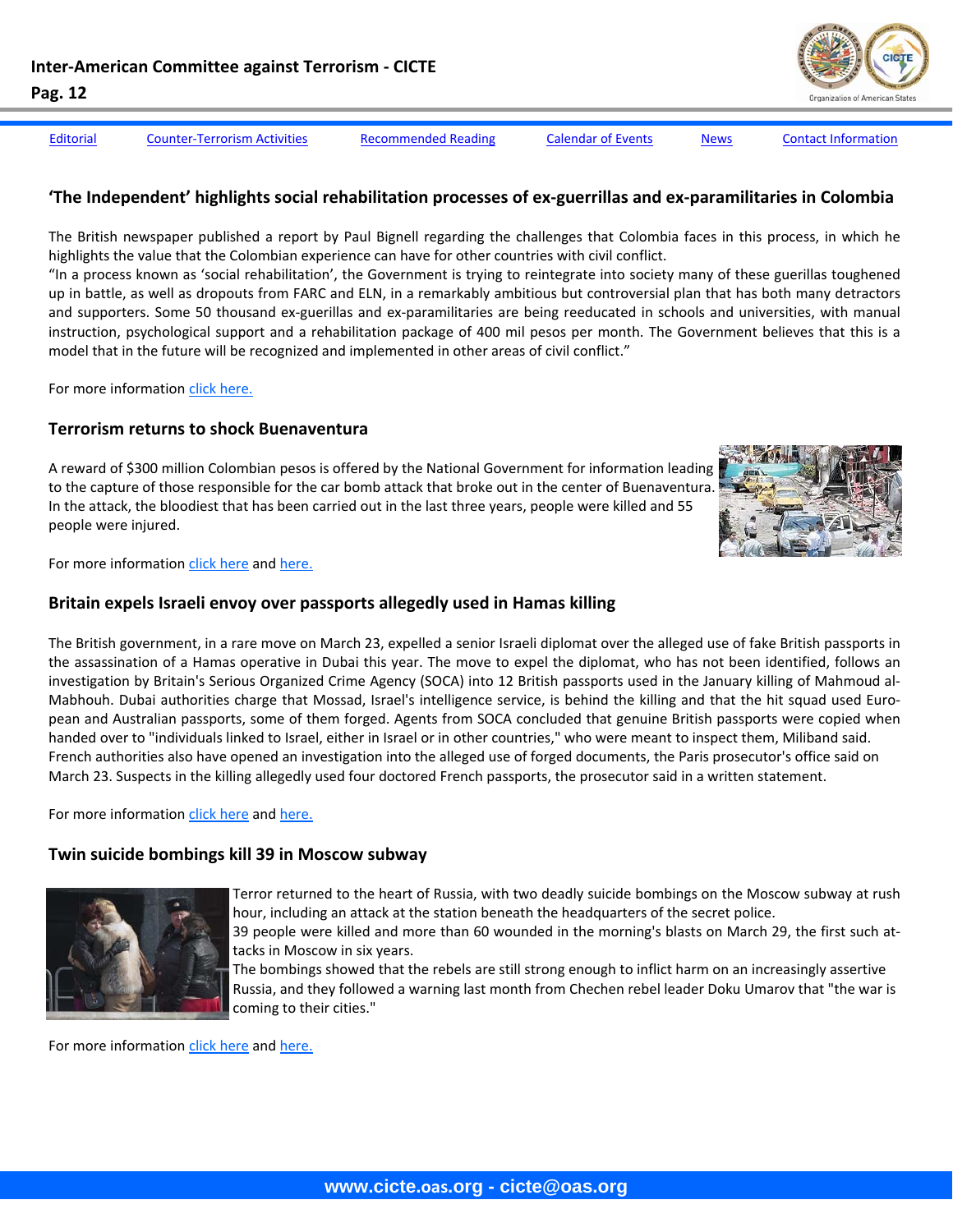Editorial | Counter-Terrorism Activities | Recommended Reading | Calendar of Events | News | Contact Information

## 'The Independent' highlights social rehabilitation processes of ex-guerrillas and ex-paramilitaries in Colombia

The British newspaper published a report by Paul Bignell regarding the challenges that Colombia faces in this process, in which he highlights the value that the Colombian experience can have for other countries with civil conflict.

"In a process known as 'social rehabilitation', the Government is trying to reintegrate into society many of these guerillas toughened up in battle, as well as dropouts from FARC and ELN, in a remarkably ambitious but controversial plan that has both many detractors and supporters. Some 50 thousand ex-guerillas and ex-paramilitaries are being reeducated in schools and universities, with manual instruction, psychological support and a rehabilitation package of 400 mil pesos per month. The Government believes that this is a model that in the future will be recognized and implemented in other areas of civil conflict."

For more information click here.

## Terrorism returns to shock Buenaventura

A reward of $300 million Colombian pesos is offered by the National Government for information leading to the capture of those responsible for the car bomb attack that broke out in the center of Buenaventura. In the attack, the bloodiest that has been carried out in the last three years, people were killed and 55 people were injured.

For more information click here and here.

## Britain expels Israeli envoy over passports allegedly used in Hamas killing

The British government, in a rare move on March 23, expelled a senior Israeli diplomat over the alleged use of fake British passports in the assassination of a Hamas operative in Dubai this year. The move to expel the diplomat, who has not been identified, follows an investigation by Britain's Serious Organized Crime Agency (SOCA) into 12 British passports used in the January killing of Mahmoud al-Mabhouh. Dubai authorities charge that Mossad, Israel's intelligence service, is behind the killing and that the hit squad used European and Australian passports, some of them forged. Agents from SOCA concluded that genuine British passports were copied when handed over to "individuals linked to Israel, either in Israel or in other countries," who were meant to inspect them, Miliband said.
French authorities also have opened an investigation into the alleged use of forged documents, the Paris prosecutor's office said on March 23. Suspects in the killing allegedly used four doctored French passports, the prosecutor said in a written statement.

For more information click here and here.

## Twin suicide bombings kill 39 in Moscow subway

Terror returned to the heart of Russia, with two deadly suicide bombings on the Moscow subway at rush hour, including an attack at the station beneath the headquarters of the secret police.
39 people were killed and more than 60 wounded in the morning's blasts on March 29, the first such attacks in Moscow in six years.
The bombings showed that the rebels are still strong enough to inflict harm on an increasingly assertive Russia, and they followed a warning last month from Chechen rebel leader Doku Umarov that "the war is coming to their cities."

For more information click here and here.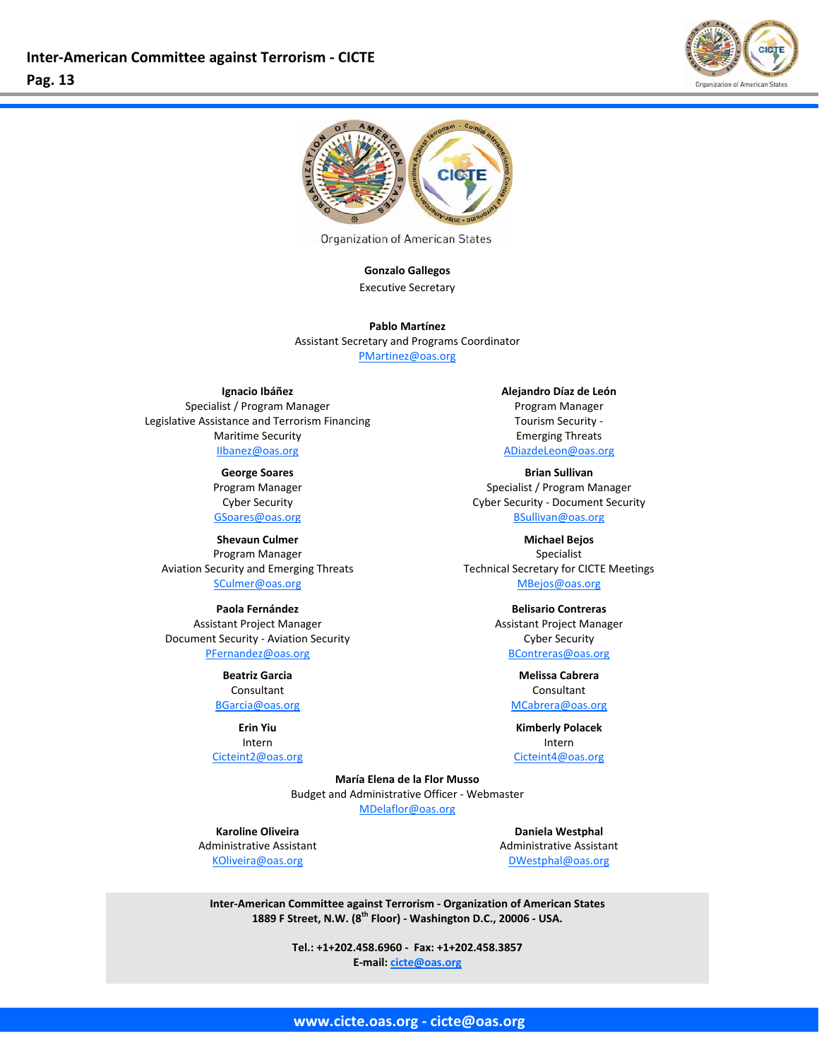Organization of American States

**Gonzalo Gallegos**
Executive Secretary

**Pablo Martínez**
Assistant Secretary and Programs Coordinator
PMartinez@oas.org

**Ignacio Ibáñez**
Specialist / Program Manager
Legislative Assistance and Terrorism Financing
Maritime Security
IIbanez@oas.org

**Alejandro Díaz de León**
Program Manager
Tourism Security -
Emerging Threats
ADiazdeLeon@oas.org

**George Soares**
Program Manager
Cyber Security
GSoares@oas.org

**Brian Sullivan**
Specialist / Program Manager
Cyber Security - Document Security
BSullivan@oas.org

**Shevaun Culmer**
Program Manager
Aviation Security and Emerging Threats
SCulmer@oas.org

**Michael Bejos**
Specialist
Technical Secretary for CICTE Meetings
MBejos@oas.org

**Paola Fernández**
Assistant Project Manager
Document Security - Aviation Security
PFernandez@oas.org

**Belisario Contreras**
Assistant Project Manager
Cyber Security
BContreras@oas.org

**Beatriz Garcia**
Consultant
BGarcia@oas.org

**Melissa Cabrera**
Consultant
MCabrera@oas.org

**Erin Yiu**
Intern
Cicteint2@oas.org

**Kimberly Polacek**
Intern
Cicteint4@oas.org

**María Elena de la Flor Musso**
Budget and Administrative Officer - Webmaster
MDelaflor@oas.org

**Karoline Oliveira**
Administrative Assistant
KOliveira@oas.org

**Daniela Westphal**
Administrative Assistant
DWestphal@oas.org

**Inter-American Committee against Terrorism - Organization of American States**
**1889 F Street, N.W. (8th Floor) - Washington D.C., 20006 - USA.**

**Tel.: +1+202.458.6960 - Fax: +1+202.458.3857**
**E-mail: cicte@oas.org**

**www.cicte.oas.org - cicte@oas.org**